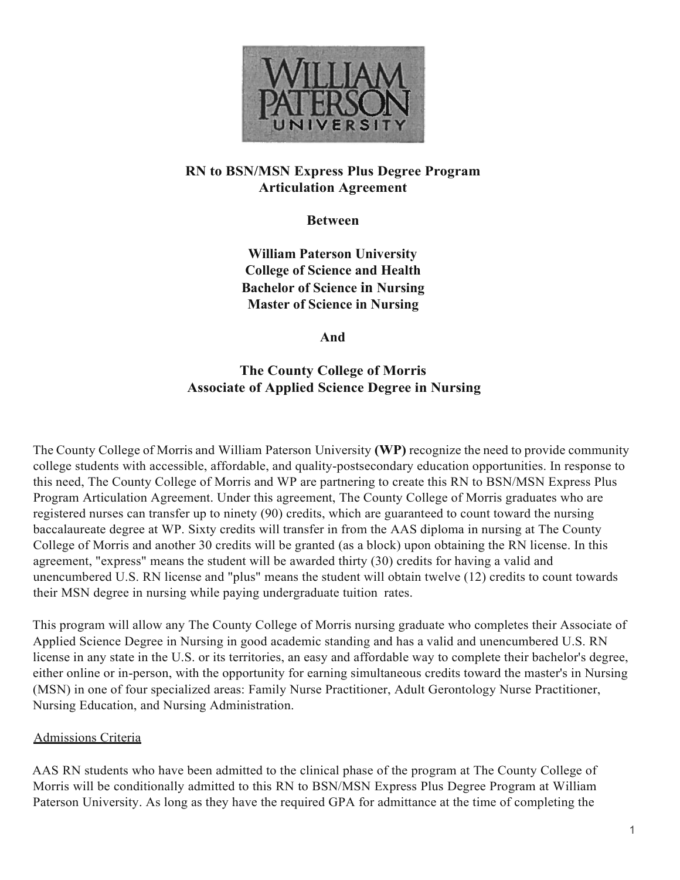**RN to BSN/MSN Express Plus Degree Program**
**Articulation Agreement**

**Between**

**William Paterson University**
**College of Science and Health**
**Bachelor of Science in Nursing**
**Master of Science in Nursing**

**And**

**The County College of Morris**
**Associate of Applied Science Degree in Nursing**

The County College of Morris and William Paterson University **(WP)** recognize the need to provide community college students with accessible, affordable, and quality-postsecondary education opportunities. In response to this need, The County College of Morris and WP are partnering to create this RN to BSN/MSN Express Plus Program Articulation Agreement. Under this agreement, The County College of Morris graduates who are registered nurses can transfer up to ninety (90) credits, which are guaranteed to count toward the nursing baccalaureate degree at WP. Sixty credits will transfer in from the AAS diploma in nursing at The County College of Morris and another 30 credits will be granted (as a block) upon obtaining the RN license. In this agreement, "express" means the student will be awarded thirty (30) credits for having a valid and unencumbered U.S. RN license and "plus" means the student will obtain twelve (12) credits to count towards their MSN degree in nursing while paying undergraduate tuition rates.

This program will allow any The County College of Morris nursing graduate who completes their Associate of Applied Science Degree in Nursing in good academic standing and has a valid and unencumbered U.S. RN license in any state in the U.S. or its territories, an easy and affordable way to complete their bachelor's degree, either online or in-person, with the opportunity for earning simultaneous credits toward the master's in Nursing (MSN) in one of four specialized areas: Family Nurse Practitioner, Adult Gerontology Nurse Practitioner, Nursing Education, and Nursing Administration.

<u>Admissions Criteria</u>

AAS RN students who have been admitted to the clinical phase of the program at The County College of Morris will be conditionally admitted to this RN to BSN/MSN Express Plus Degree Program at William Paterson University. As long as they have the required GPA for admittance at the time of completing the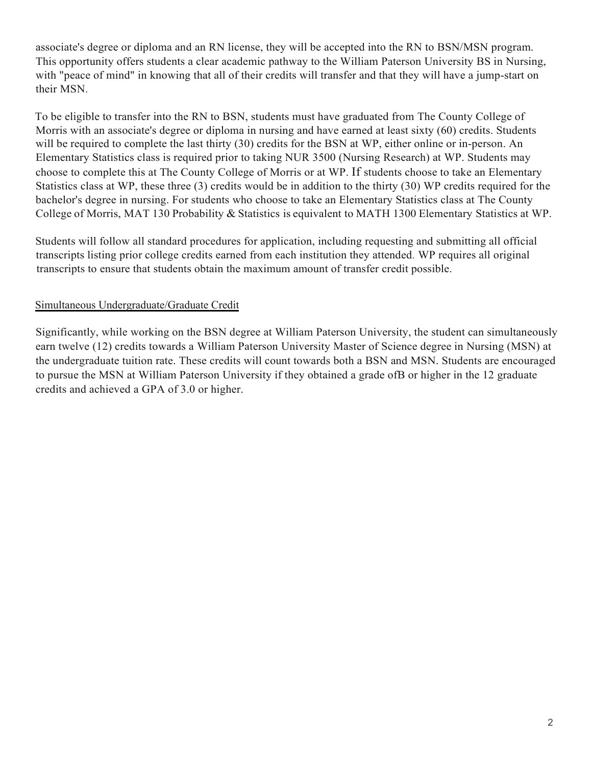associate's degree or diploma and an RN license, they will be accepted into the RN to BSN/MSN program. This opportunity offers students a clear academic pathway to the William Paterson University BS in Nursing, with "peace of mind" in knowing that all of their credits will transfer and that they will have a jump-start on their MSN.

To be eligible to transfer into the RN to BSN, students must have graduated from The County College of Morris with an associate's degree or diploma in nursing and have earned at least sixty (60) credits. Students will be required to complete the last thirty (30) credits for the BSN at WP, either online or in-person. An Elementary Statistics class is required prior to taking NUR 3500 (Nursing Research) at WP. Students may choose to complete this at The County College of Morris or at WP. If students choose to take an Elementary Statistics class at WP, these three (3) credits would be in addition to the thirty (30) WP credits required for the bachelor's degree in nursing. For students who choose to take an Elementary Statistics class at The County College of Morris, MAT 130 Probability & Statistics is equivalent to MATH 1300 Elementary Statistics at WP.

Students will follow all standard procedures for application, including requesting and submitting all official transcripts listing prior college credits earned from each institution they attended. WP requires all original transcripts to ensure that students obtain the maximum amount of transfer credit possible.

<u>Simultaneous Undergraduate/Graduate Credit</u>

Significantly, while working on the BSN degree at William Paterson University, the student can simultaneously earn twelve (12) credits towards a William Paterson University Master of Science degree in Nursing (MSN) at the undergraduate tuition rate. These credits will count towards both a BSN and MSN. Students are encouraged to pursue the MSN at William Paterson University if they obtained a grade ofB or higher in the 12 graduate credits and achieved a GPA of 3.0 or higher.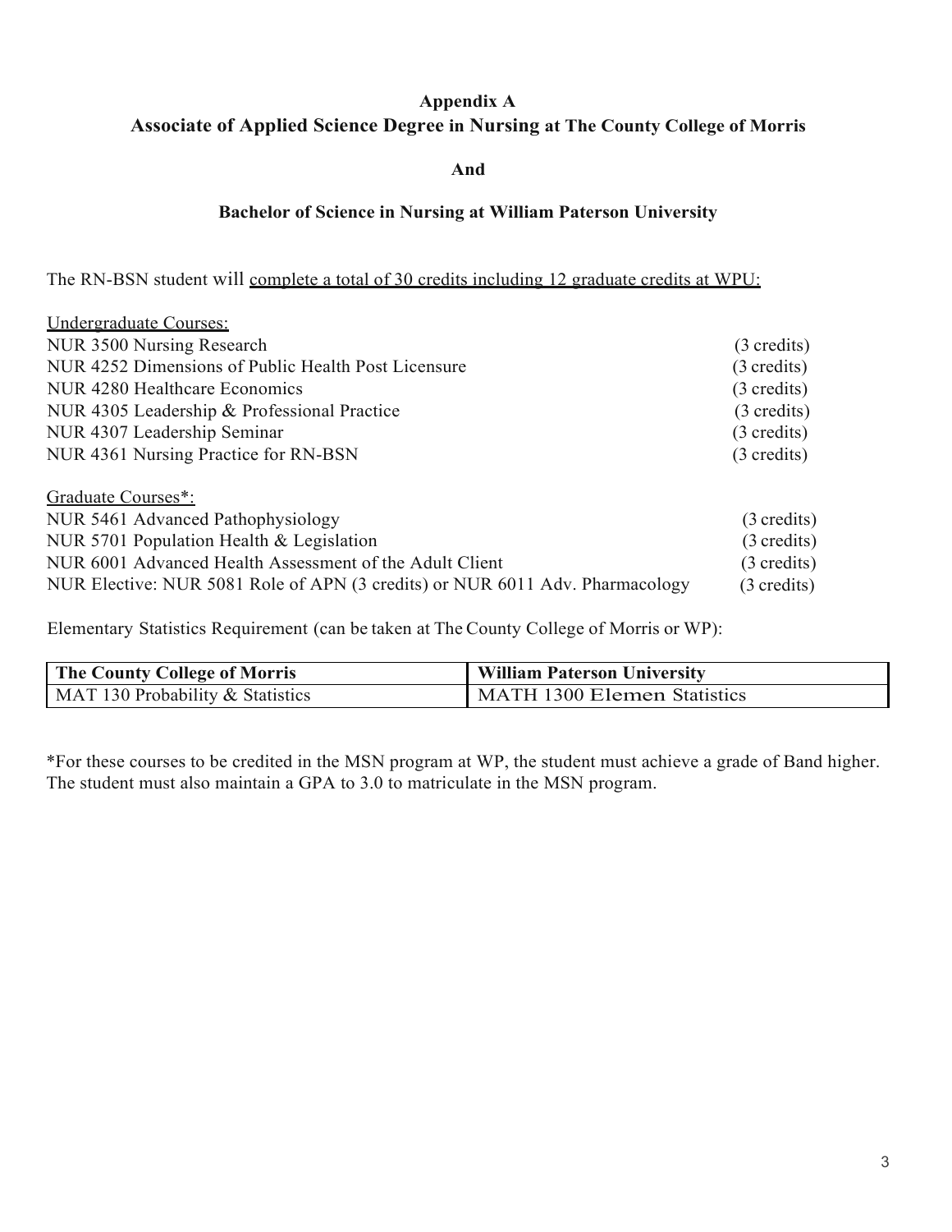## Appendix A

## Associate of Applied Science Degree in Nursing at The County College of Morris

**And**

### Bachelor of Science in Nursing at William Paterson University

The RN-BSN student will <u>complete a total of 30 credits including 12 graduate credits at WPU:</u>

<u>Undergraduate Courses:</u>

| Course | Credits |
| --- | --- |
| NUR 3500 Nursing Research | (3 credits) |
| NUR 4252 Dimensions of Public Health Post Licensure | (3 credits) |
| NUR 4280 Healthcare Economics | (3 credits) |
| NUR 4305 Leadership & Professional Practice | (3 credits) |
| NUR 4307 Leadership Seminar | (3 credits) |
| NUR 4361 Nursing Practice for RN-BSN | (3 credits) |

<u>Graduate Courses*:</u>

| Course | Credits |
| --- | --- |
| NUR 5461 Advanced Pathophysiology | (3 credits) |
| NUR 5701 Population Health & Legislation | (3 credits) |
| NUR 6001 Advanced Health Assessment of the Adult Client | (3 credits) |
| NUR Elective: NUR 5081 Role of APN (3 credits) or NUR 6011 Adv. Pharmacology | (3 credits) |

Elementary Statistics Requirement (can be taken at The County College of Morris or WP):

| The County College of Morris | William Paterson University |
| --- | --- |
| MAT 130 Probability & Statistics | MATH 1300 Elemen Statistics |

*For these courses to be credited in the MSN program at WP, the student must achieve a grade of Band higher. The student must also maintain a GPA to 3.0 to matriculate in the MSN program.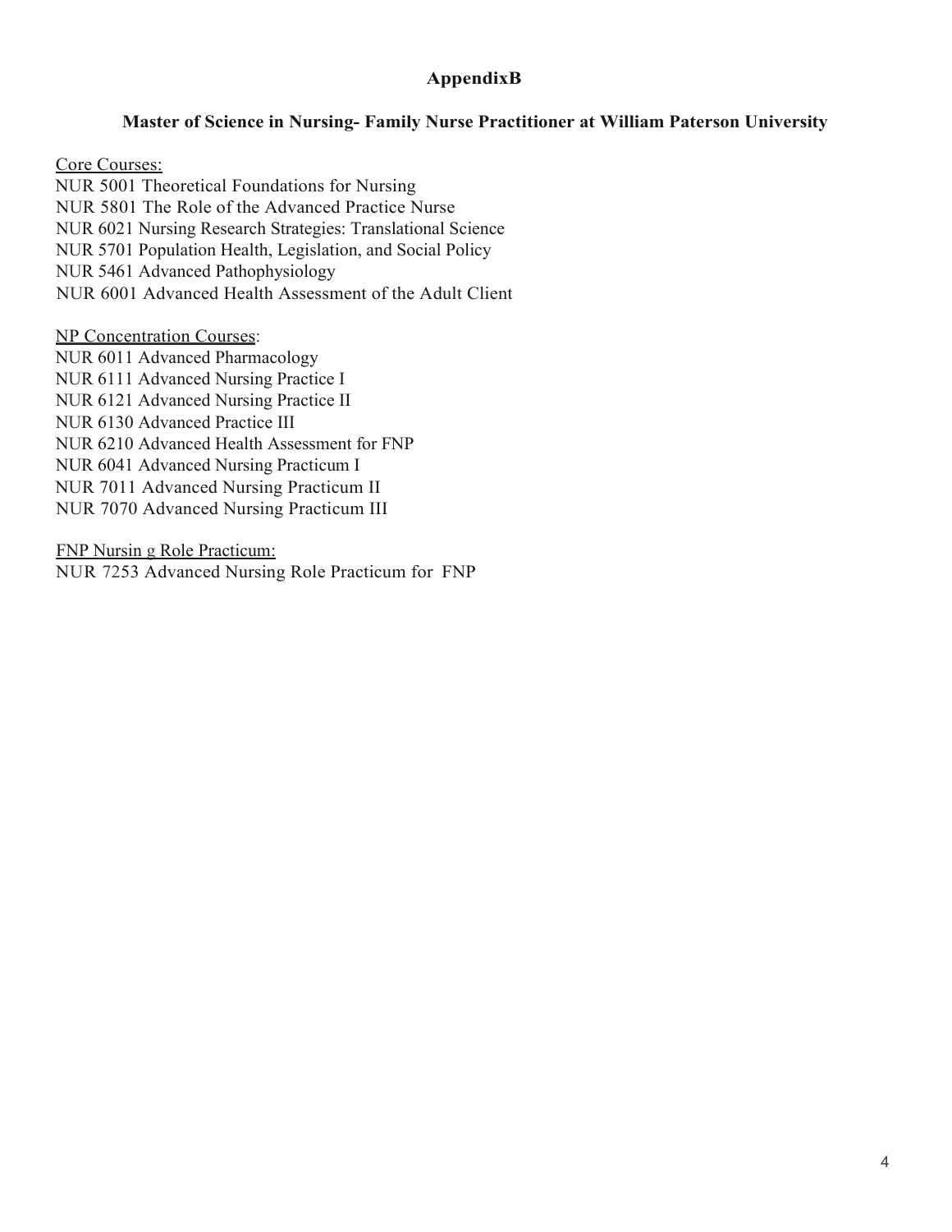## AppendixB

### Master of Science in Nursing- Family Nurse Practitioner at William Paterson University

Core Courses:

NUR 5001 Theoretical Foundations for Nursing
NUR 5801 The Role of the Advanced Practice Nurse
NUR 6021 Nursing Research Strategies: Translational Science
NUR 5701 Population Health, Legislation, and Social Policy
NUR 5461 Advanced Pathophysiology
NUR 6001 Advanced Health Assessment of the Adult Client

NP Concentration Courses:

NUR 6011 Advanced Pharmacology
NUR 6111 Advanced Nursing Practice I
NUR 6121 Advanced Nursing Practice II
NUR 6130 Advanced Practice III
NUR 6210 Advanced Health Assessment for FNP
NUR 6041 Advanced Nursing Practicum I
NUR 7011 Advanced Nursing Practicum II
NUR 7070 Advanced Nursing Practicum III

FNP Nursin g Role Practicum:

NUR 7253 Advanced Nursing Role Practicum for FNP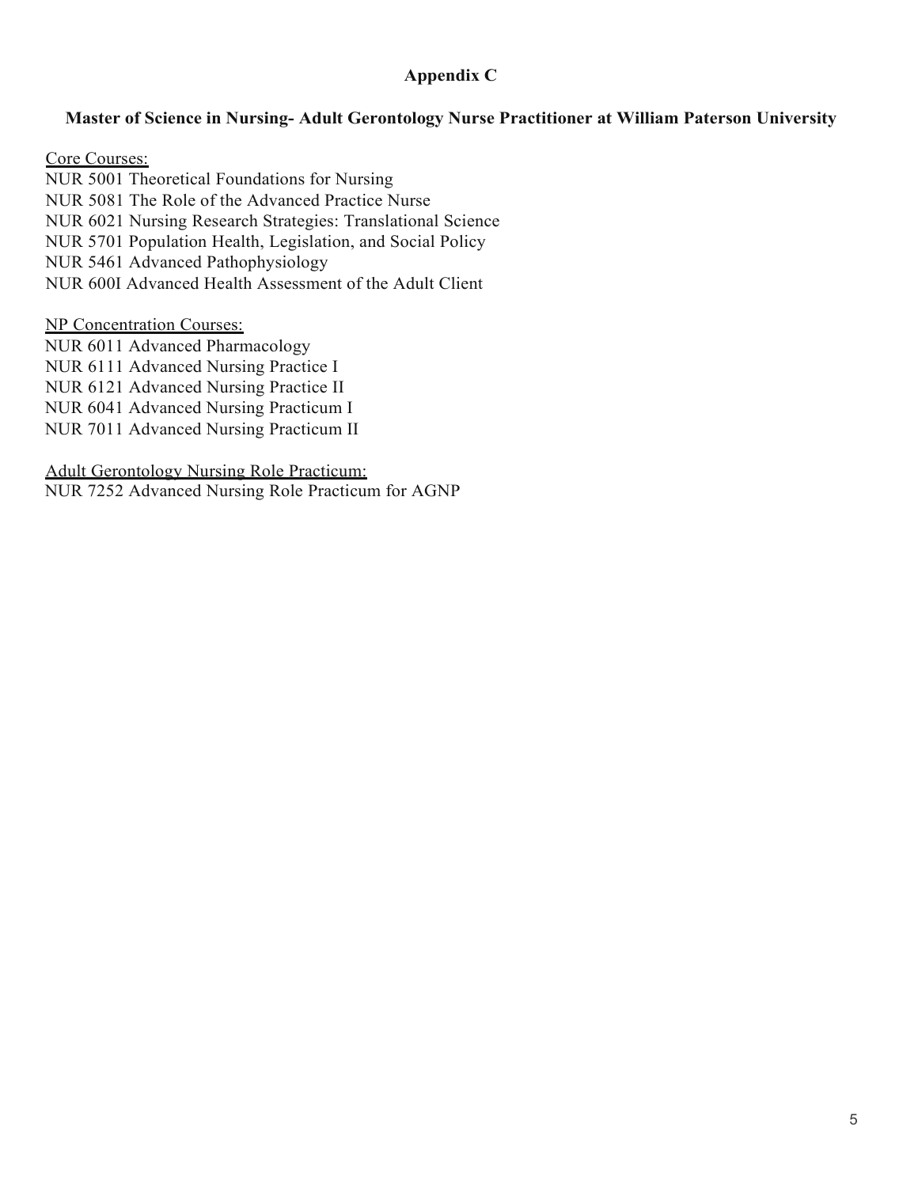## Appendix C

### Master of Science in Nursing- Adult Gerontology Nurse Practitioner at William Paterson University

Core Courses:
NUR 5001 Theoretical Foundations for Nursing
NUR 5081 The Role of the Advanced Practice Nurse
NUR 6021 Nursing Research Strategies: Translational Science
NUR 5701 Population Health, Legislation, and Social Policy
NUR 5461 Advanced Pathophysiology
NUR 600I Advanced Health Assessment of the Adult Client

NP Concentration Courses:
NUR 6011 Advanced Pharmacology
NUR 6111 Advanced Nursing Practice I
NUR 6121 Advanced Nursing Practice II
NUR 6041 Advanced Nursing Practicum I
NUR 7011 Advanced Nursing Practicum II

Adult Gerontology Nursing Role Practicum:
NUR 7252 Advanced Nursing Role Practicum for AGNP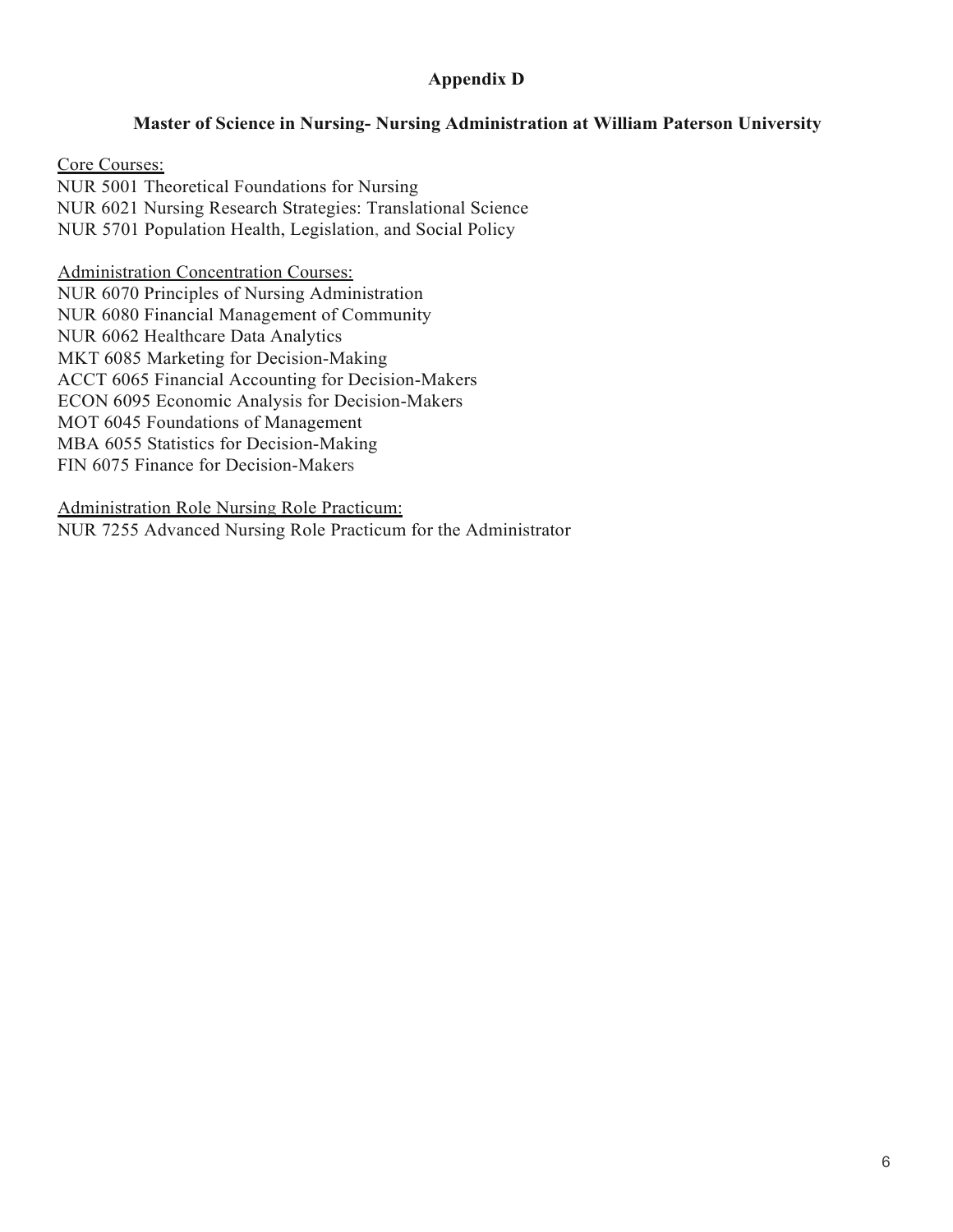# Appendix D

## Master of Science in Nursing- Nursing Administration at William Paterson University

<u>Core Courses:</u>
NUR 5001 Theoretical Foundations for Nursing
NUR 6021 Nursing Research Strategies: Translational Science
NUR 5701 Population Health, Legislation, and Social Policy

<u>Administration Concentration Courses:</u>
NUR 6070 Principles of Nursing Administration
NUR 6080 Financial Management of Community
NUR 6062 Healthcare Data Analytics
MKT 6085 Marketing for Decision-Making
ACCT 6065 Financial Accounting for Decision-Makers
ECON 6095 Economic Analysis for Decision-Makers
MOT 6045 Foundations of Management
MBA 6055 Statistics for Decision-Making
FIN 6075 Finance for Decision-Makers

<u>Administration Role Nursing Role Practicum:</u>
NUR 7255 Advanced Nursing Role Practicum for the Administrator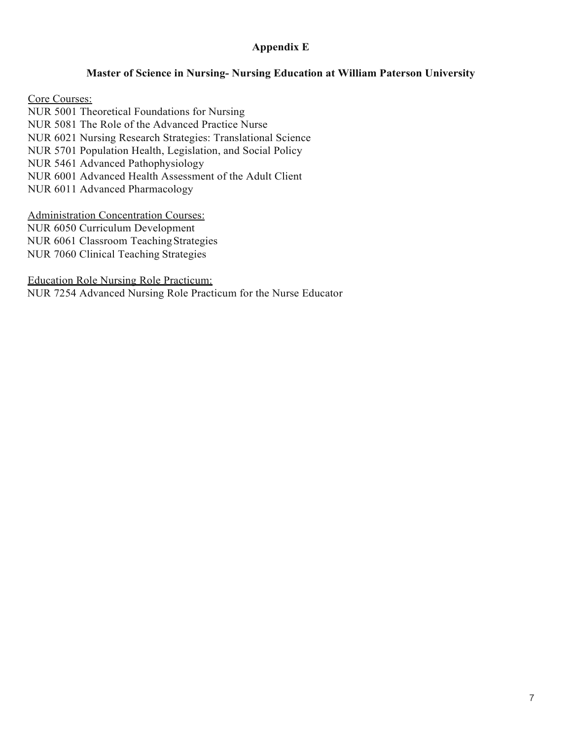## Appendix E

### Master of Science in Nursing- Nursing Education at William Paterson University

Core Courses:

NUR 5001 Theoretical Foundations for Nursing
NUR 5081 The Role of the Advanced Practice Nurse
NUR 6021 Nursing Research Strategies: Translational Science
NUR 5701 Population Health, Legislation, and Social Policy
NUR 5461 Advanced Pathophysiology
NUR 6001 Advanced Health Assessment of the Adult Client
NUR 6011 Advanced Pharmacology

Administration Concentration Courses:

NUR 6050 Curriculum Development
NUR 6061 Classroom Teaching Strategies
NUR 7060 Clinical Teaching Strategies

Education Role Nursing Role Practicum:

NUR 7254 Advanced Nursing Role Practicum for the Nurse Educator